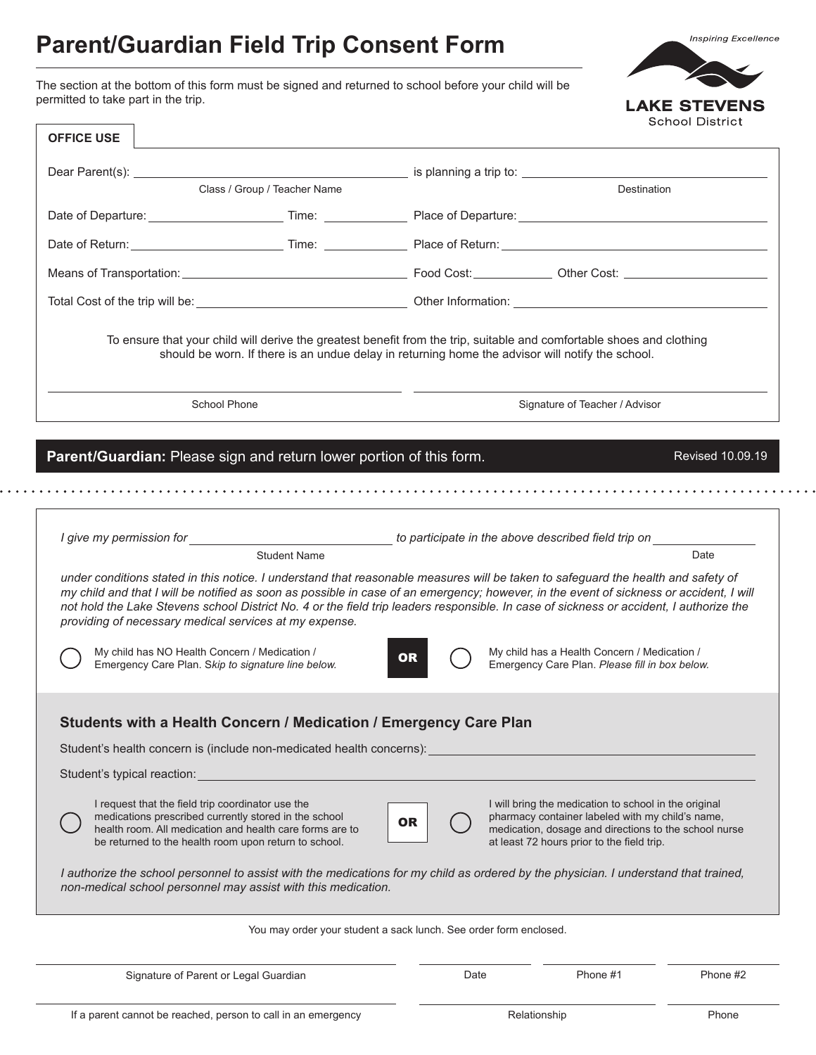# Parent/Guardian Field Trip Consent Form

Inspiring Excellence

**LAKE STEVENS**
School District

The section at the bottom of this form must be signed and returned to school before your child will be permitted to take part in the trip.

**OFFICE USE**

Dear Parent(s): ______________________ is planning a trip to: ______________________
Class / Group / Teacher Name — Destination

Date of Departure: ______________ Time: ________ Place of Departure: ______________________

Date of Return: ______________ Time: ________ Place of Return: ______________________

Means of Transportation: ______________________ Food Cost: ________ Other Cost: ______________

Total Cost of the trip will be: ______________________ Other Information: ______________________

To ensure that your child will derive the greatest benefit from the trip, suitable and comfortable shoes and clothing should be worn. If there is an undue delay in returning home the advisor will notify the school.

______________________ School Phone

______________________ Signature of Teacher / Advisor

**Parent/Guardian:** Please sign and return lower portion of this form.

Revised 10.09.19

---

*I give my permission for* ______________________ *to participate in the above described field trip on* ______________
Student Name — Date

*under conditions stated in this notice. I understand that reasonable measures will be taken to safeguard the health and safety of my child and that I will be notified as soon as possible in case of an emergency; however, in the event of sickness or accident, I will not hold the Lake Stevens school District No. 4 or the field trip leaders responsible. In case of sickness or accident, I authorize the providing of necessary medical services at my expense.*

◯ My child has NO Health Concern / Medication / Emergency Care Plan. S*kip to signature line below.*

**OR**

◯ My child has a Health Concern / Medication / Emergency Care Plan. *Please fill in box below.*

### Students with a Health Concern / Medication / Emergency Care Plan

Student's health concern is (include non-medicated health concerns): ______________________

Student's typical reaction: ______________________

◯ I request that the field trip coordinator use the medications prescribed currently stored in the school health room. All medication and health care forms are to be returned to the health room upon return to school.

**OR**

◯ I will bring the medication to school in the original pharmacy container labeled with my child's name, medication, dosage and directions to the school nurse at least 72 hours prior to the field trip.

*I authorize the school personnel to assist with the medications for my child as ordered by the physician. I understand that trained, non-medical school personnel may assist with this medication.*

You may order your student a sack lunch. See order form enclosed.

______________________ Signature of Parent or Legal Guardian — ________ Date — ________ Phone #1 — ________ Phone #2

______________________ If a parent cannot be reached, person to call in an emergency — ________ Relationship — ________ Phone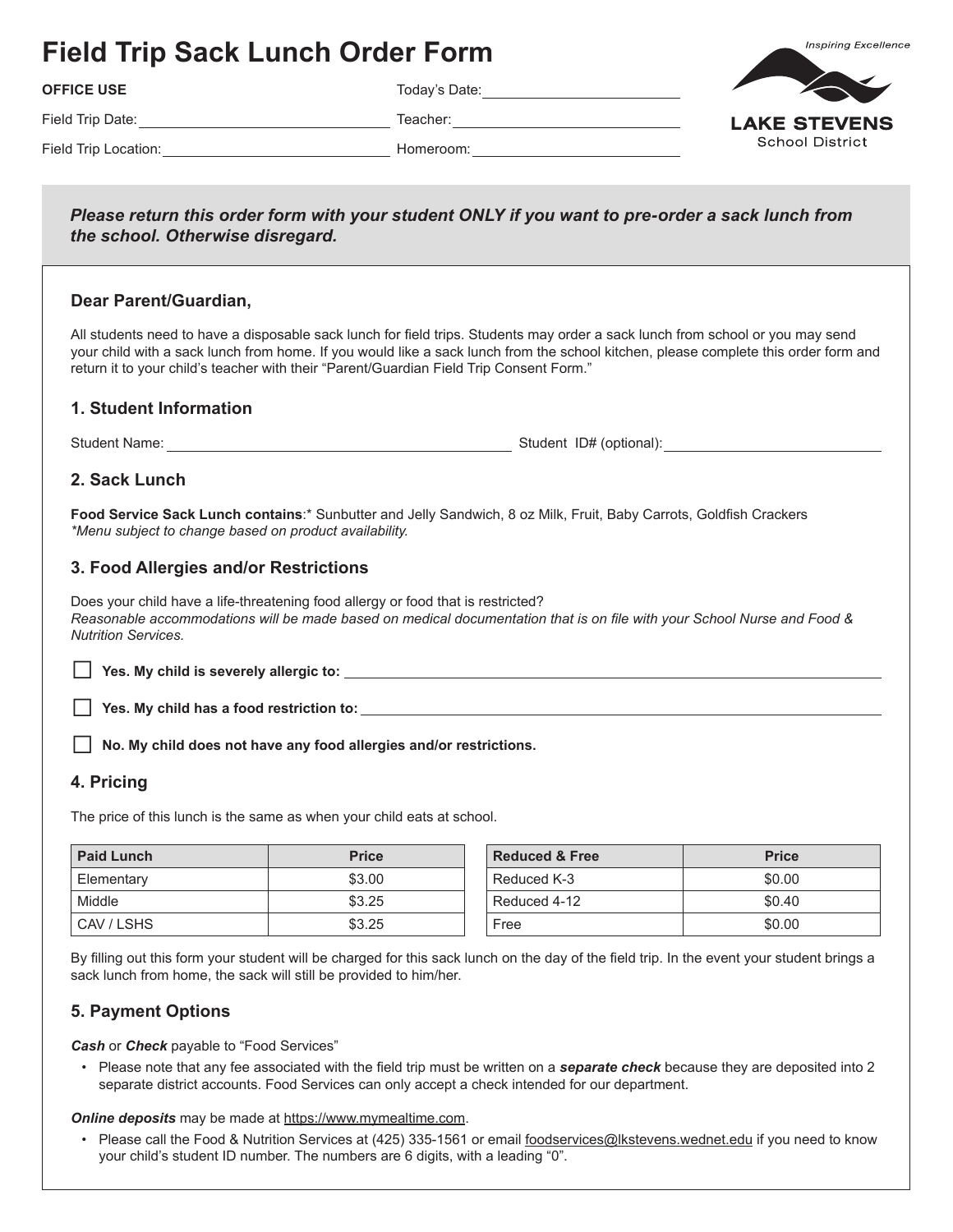# Field Trip Sack Lunch Order Form

Inspiring Excellence

LAKE STEVENS
School District

**OFFICE USE**

Today's Date: \_\_\_\_\_\_\_\_\_\_\_\_\_\_\_\_\_\_\_\_

Field Trip Date: \_\_\_\_\_\_\_\_\_\_\_\_\_\_\_\_\_\_\_\_

Teacher: \_\_\_\_\_\_\_\_\_\_\_\_\_\_\_\_\_\_\_\_

Field Trip Location: \_\_\_\_\_\_\_\_\_\_\_\_\_\_\_\_\_\_\_\_

Homeroom: \_\_\_\_\_\_\_\_\_\_\_\_\_\_\_\_\_\_\_\_

***Please return this order form with your student ONLY if you want to pre-order a sack lunch from the school. Otherwise disregard.***

**Dear Parent/Guardian,**

All students need to have a disposable sack lunch for field trips. Students may order a sack lunch from school or you may send your child with a sack lunch from home. If you would like a sack lunch from the school kitchen, please complete this order form and return it to your child's teacher with their "Parent/Guardian Field Trip Consent Form."

## 1. Student Information

Student Name: \_\_\_\_\_\_\_\_\_\_\_\_\_\_\_\_\_\_\_\_ Student ID# (optional): \_\_\_\_\_\_\_\_\_\_\_\_\_\_\_\_\_\_\_\_

## 2. Sack Lunch

**Food Service Sack Lunch contains**:* Sunbutter and Jelly Sandwich, 8 oz Milk, Fruit, Baby Carrots, Goldfish Crackers
*\*Menu subject to change based on product availability.*

## 3. Food Allergies and/or Restrictions

Does your child have a life-threatening food allergy or food that is restricted?
*Reasonable accommodations will be made based on medical documentation that is on file with your School Nurse and Food & Nutrition Services.*

- ☐ **Yes. My child is severely allergic to:** \_\_\_\_\_\_\_\_\_\_\_\_\_\_\_\_\_\_\_\_
- ☐ **Yes. My child has a food restriction to:** \_\_\_\_\_\_\_\_\_\_\_\_\_\_\_\_\_\_\_\_
- ☐ **No. My child does not have any food allergies and/or restrictions.**

## 4. Pricing

The price of this lunch is the same as when your child eats at school.

| Paid Lunch | Price |
|---|---|
| Elementary | $3.00 |
| Middle | $3.25 |
| CAV / LSHS | $3.25 |

| Reduced & Free | Price |
|---|---|
| Reduced K-3 | $0.00 |
| Reduced 4-12 | $0.40 |
| Free | $0.00 |

By filling out this form your student will be charged for this sack lunch on the day of the field trip. In the event your student brings a sack lunch from home, the sack will still be provided to him/her.

## 5. Payment Options

***Cash*** or ***Check*** payable to "Food Services"

- Please note that any fee associated with the field trip must be written on a ***separate check*** because they are deposited into 2 separate district accounts. Food Services can only accept a check intended for our department.

***Online deposits*** may be made at https://www.mymealtime.com.

- Please call the Food & Nutrition Services at (425) 335-1561 or email foodservices@lkstevens.wednet.edu if you need to know your child's student ID number. The numbers are 6 digits, with a leading "0".